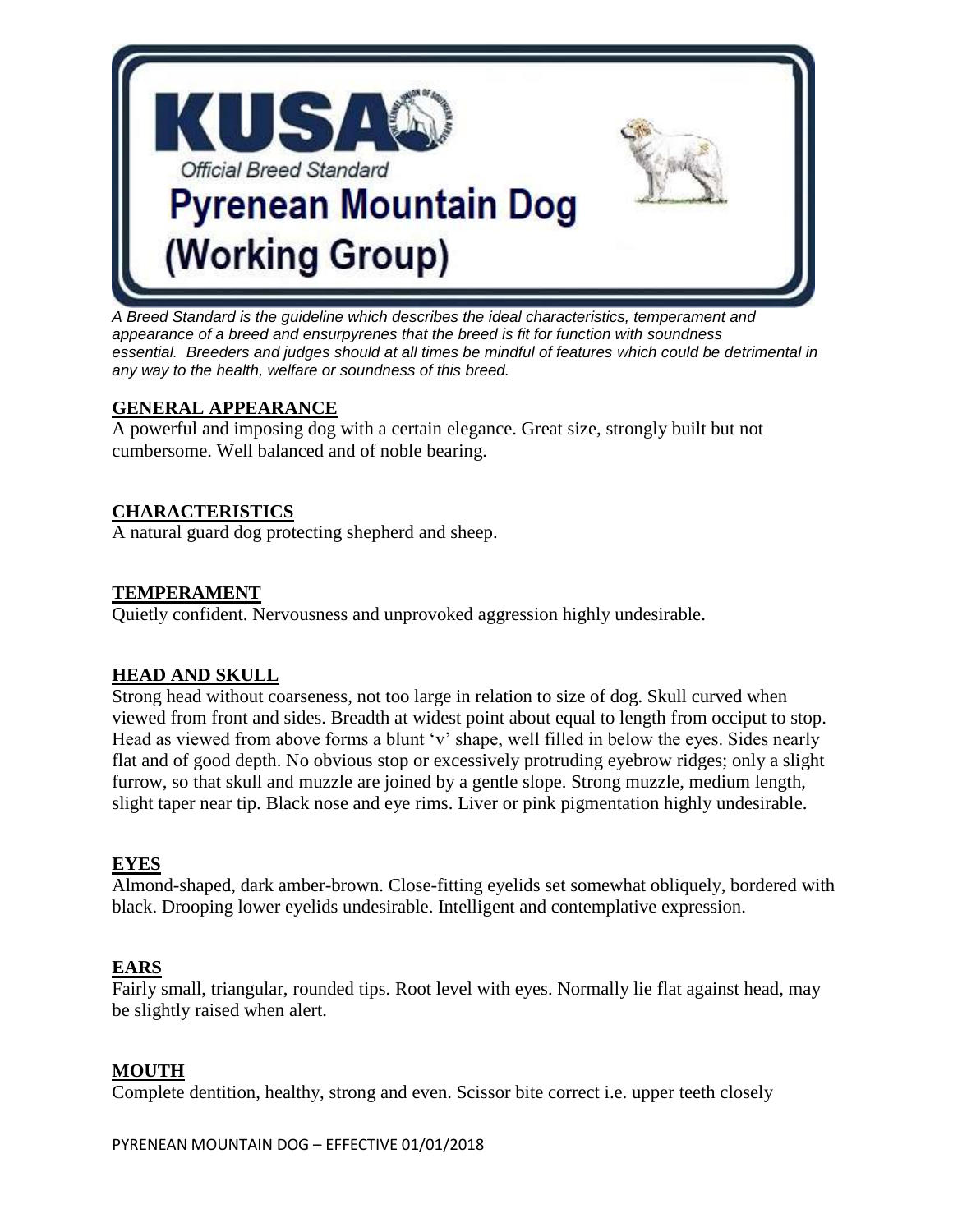# KUSA

Official Breed Standard

# Pyrenean Mountain Dog (Working Group)

*A Breed Standard is the guideline which describes the ideal characteristics, temperament and appearance of a breed and ensurpyrenes that the breed is fit for function with soundness essential. Breeders and judges should at all times be mindful of features which could be detrimental in any way to the health, welfare or soundness of this breed.*

## GENERAL APPEARANCE

A powerful and imposing dog with a certain elegance. Great size, strongly built but not cumbersome. Well balanced and of noble bearing.

## CHARACTERISTICS

A natural guard dog protecting shepherd and sheep.

## TEMPERAMENT

Quietly confident. Nervousness and unprovoked aggression highly undesirable.

## HEAD AND SKULL

Strong head without coarseness, not too large in relation to size of dog. Skull curved when viewed from front and sides. Breadth at widest point about equal to length from occiput to stop. Head as viewed from above forms a blunt 'v' shape, well filled in below the eyes. Sides nearly flat and of good depth. No obvious stop or excessively protruding eyebrow ridges; only a slight furrow, so that skull and muzzle are joined by a gentle slope. Strong muzzle, medium length, slight taper near tip. Black nose and eye rims. Liver or pink pigmentation highly undesirable.

## EYES

Almond-shaped, dark amber-brown. Close-fitting eyelids set somewhat obliquely, bordered with black. Drooping lower eyelids undesirable. Intelligent and contemplative expression.

## EARS

Fairly small, triangular, rounded tips. Root level with eyes. Normally lie flat against head, may be slightly raised when alert.

## MOUTH

Complete dentition, healthy, strong and even. Scissor bite correct i.e. upper teeth closely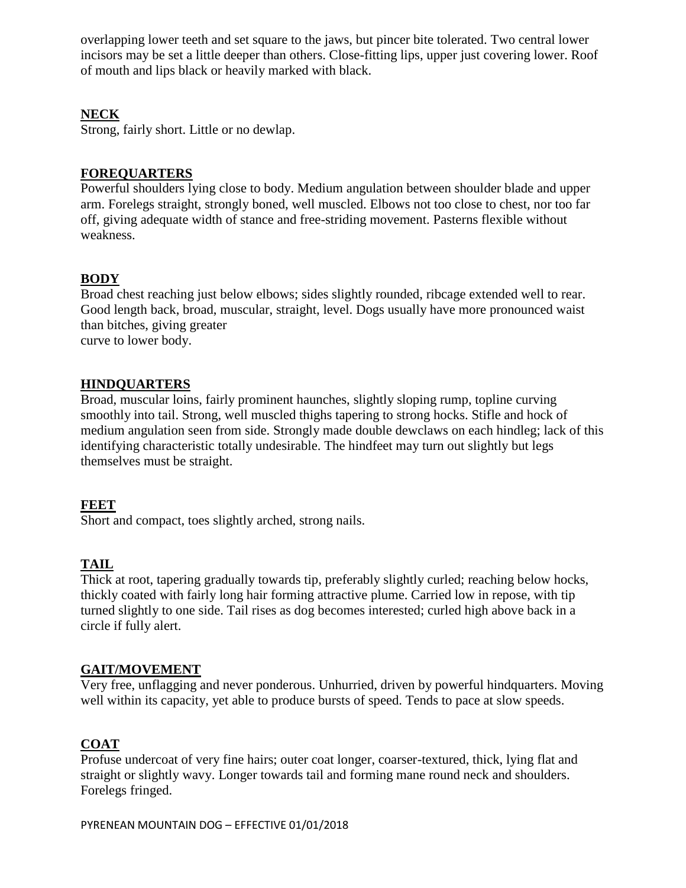overlapping lower teeth and set square to the jaws, but pincer bite tolerated. Two central lower incisors may be set a little deeper than others. Close-fitting lips, upper just covering lower. Roof of mouth and lips black or heavily marked with black.

## NECK

Strong, fairly short. Little or no dewlap.

## FOREQUARTERS

Powerful shoulders lying close to body. Medium angulation between shoulder blade and upper arm. Forelegs straight, strongly boned, well muscled. Elbows not too close to chest, nor too far off, giving adequate width of stance and free-striding movement. Pasterns flexible without weakness.

## BODY

Broad chest reaching just below elbows; sides slightly rounded, ribcage extended well to rear. Good length back, broad, muscular, straight, level. Dogs usually have more pronounced waist than bitches, giving greater curve to lower body.

## HINDQUARTERS

Broad, muscular loins, fairly prominent haunches, slightly sloping rump, topline curving smoothly into tail. Strong, well muscled thighs tapering to strong hocks. Stifle and hock of medium angulation seen from side. Strongly made double dewclaws on each hindleg; lack of this identifying characteristic totally undesirable. The hindfeet may turn out slightly but legs themselves must be straight.

## FEET

Short and compact, toes slightly arched, strong nails.

## TAIL

Thick at root, tapering gradually towards tip, preferably slightly curled; reaching below hocks, thickly coated with fairly long hair forming attractive plume. Carried low in repose, with tip turned slightly to one side. Tail rises as dog becomes interested; curled high above back in a circle if fully alert.

## GAIT/MOVEMENT

Very free, unflagging and never ponderous. Unhurried, driven by powerful hindquarters. Moving well within its capacity, yet able to produce bursts of speed. Tends to pace at slow speeds.

## COAT

Profuse undercoat of very fine hairs; outer coat longer, coarser-textured, thick, lying flat and straight or slightly wavy. Longer towards tail and forming mane round neck and shoulders. Forelegs fringed.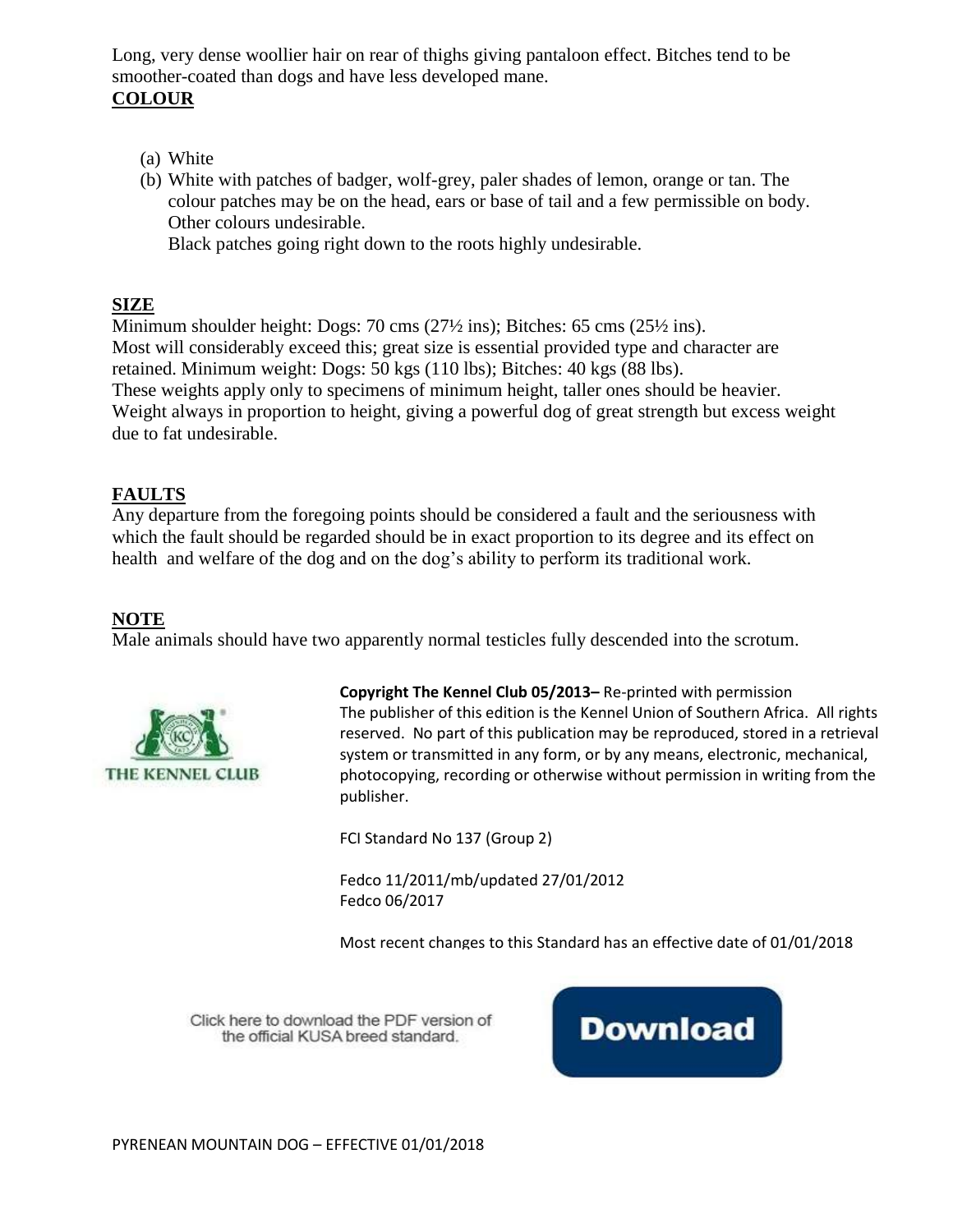Long, very dense woollier hair on rear of thighs giving pantaloon effect. Bitches tend to be smoother-coated than dogs and have less developed mane.

## COLOUR

(a) White

(b) White with patches of badger, wolf-grey, paler shades of lemon, orange or tan. The colour patches may be on the head, ears or base of tail and a few permissible on body. Other colours undesirable.
Black patches going right down to the roots highly undesirable.

## SIZE

Minimum shoulder height: Dogs: 70 cms (27½ ins); Bitches: 65 cms (25½ ins).
Most will considerably exceed this; great size is essential provided type and character are retained. Minimum weight: Dogs: 50 kgs (110 lbs); Bitches: 40 kgs (88 lbs).
These weights apply only to specimens of minimum height, taller ones should be heavier.
Weight always in proportion to height, giving a powerful dog of great strength but excess weight due to fat undesirable.

## FAULTS

Any departure from the foregoing points should be considered a fault and the seriousness with which the fault should be regarded should be in exact proportion to its degree and its effect on health and welfare of the dog and on the dog's ability to perform its traditional work.

## NOTE

Male animals should have two apparently normal testicles fully descended into the scrotum.

**Copyright The Kennel Club 05/2013–** Re-printed with permission
The publisher of this edition is the Kennel Union of Southern Africa. All rights reserved. No part of this publication may be reproduced, stored in a retrieval system or transmitted in any form, or by any means, electronic, mechanical, photocopying, recording or otherwise without permission in writing from the publisher.

FCI Standard No 137 (Group 2)

Fedco 11/2011/mb/updated 27/01/2012
Fedco 06/2017

Most recent changes to this Standard has an effective date of 01/01/2018

Click here to download the PDF version of the official KUSA breed standard.

Download